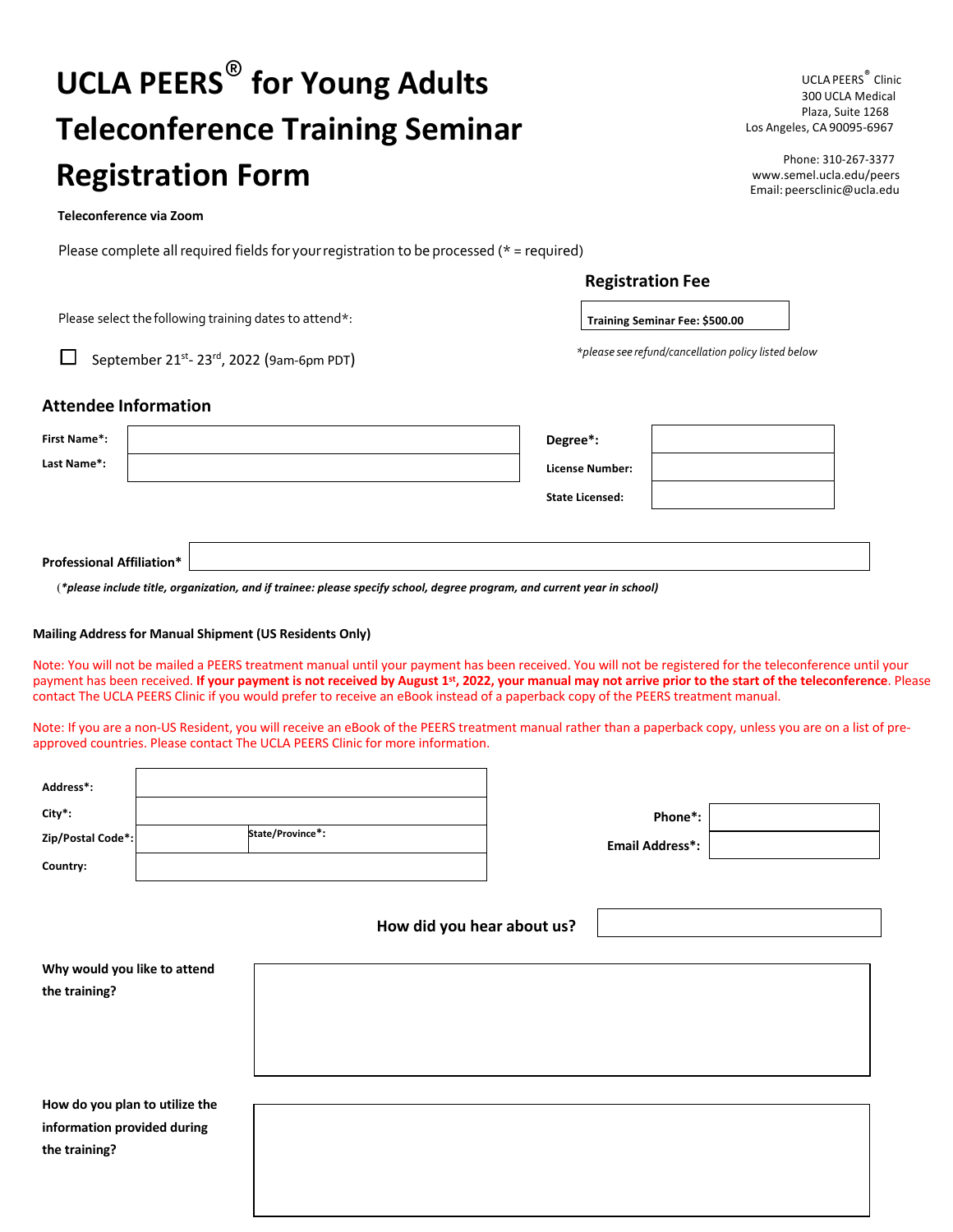# UCLA PEERS® for Young Adults Teleconference Training Seminar Registration Form

UCLA PEERS® Clinic
300 UCLA Medical Plaza, Suite 1268
Los Angeles, CA 90095-6967

Phone: 310-267-3377
www.semel.ucla.edu/peers
Email: peersclinic@ucla.edu

**Teleconference via Zoom**

Please complete all required fields for your registration to be processed (* = required)

Please select the following training dates to attend*:

☐ September 21st- 23rd, 2022 (9am-6pm PDT)

## Registration Fee

**Training Seminar Fee: $500.00**

*\*please see refund/cancellation policy listed below*

## Attendee Information

| | |
|---|---|
| **First Name\*:** | |
| **Last Name\*:** | |
| **Degree\*:** | |
| **License Number:** | |
| **State Licensed:** | |

**Professional Affiliation\*** ______________________

(***please include title, organization, and if trainee: please specify school, degree program, and current year in school)***

**Mailing Address for Manual Shipment (US Residents Only)**

Note: You will not be mailed a PEERS treatment manual until your payment has been received. You will not be registered for the teleconference until your payment has been received. **If your payment is not received by August 1st, 2022, your manual may not arrive prior to the start of the teleconference**. Please contact The UCLA PEERS Clinic if you would prefer to receive an eBook instead of a paperback copy of the PEERS treatment manual.

Note: If you are a non-US Resident, you will receive an eBook of the PEERS treatment manual rather than a paperback copy, unless you are on a list of pre-approved countries. Please contact The UCLA PEERS Clinic for more information.

| | |
|---|---|
| **Address\*:** | |
| **City\*:** | |
| **Zip/Postal Code\*:** | **State/Province\*:** |
| **Country:** | |
| **Phone\*:** | |
| **Email Address\*:** | |

**How did you hear about us?** ______________________

**Why would you like to attend the training?**

______________________

**How do you plan to utilize the information provided during the training?**

______________________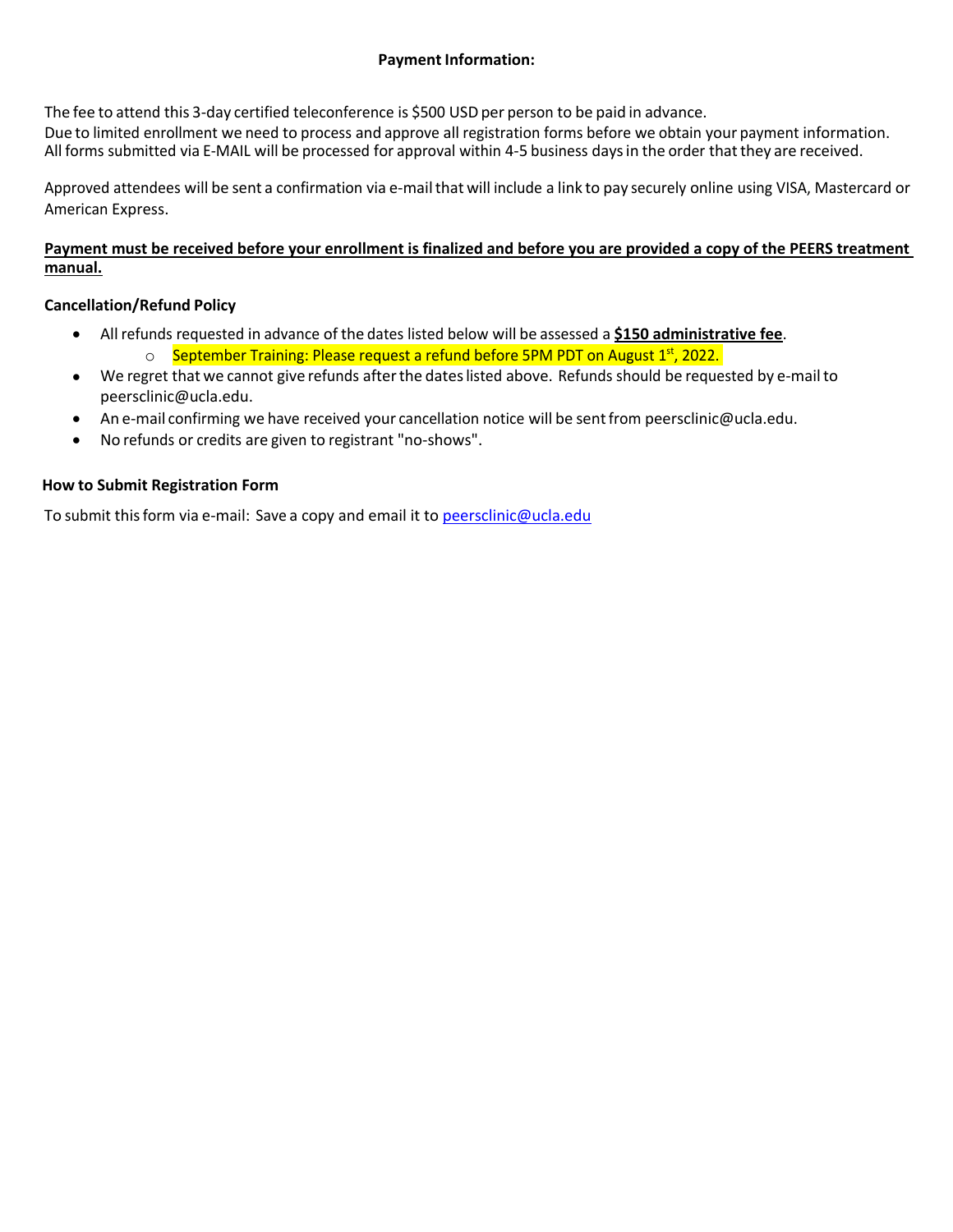**Payment Information:**

The fee to attend this 3-day certified teleconference is $500 USD per person to be paid in advance.
Due to limited enrollment we need to process and approve all registration forms before we obtain your payment information.
All forms submitted via E-MAIL will be processed for approval within 4-5 business days in the order that they are received.

Approved attendees will be sent a confirmation via e-mail that will include a link to pay securely online using VISA, Mastercard or American Express.

**Payment must be received before your enrollment is finalized and before you are provided a copy of the PEERS treatment manual.**

**Cancellation/Refund Policy**

- All refunds requested in advance of the dates listed below will be assessed a **$150 administrative fee**.
  - September Training: Please request a refund before 5PM PDT on August 1st, 2022.
- We regret that we cannot give refunds after the dates listed above. Refunds should be requested by e-mail to peersclinic@ucla.edu.
- An e-mail confirming we have received your cancellation notice will be sent from peersclinic@ucla.edu.
- No refunds or credits are given to registrant "no-shows".

**How to Submit Registration Form**

To submit this form via e-mail: Save a copy and email it to peersclinic@ucla.edu